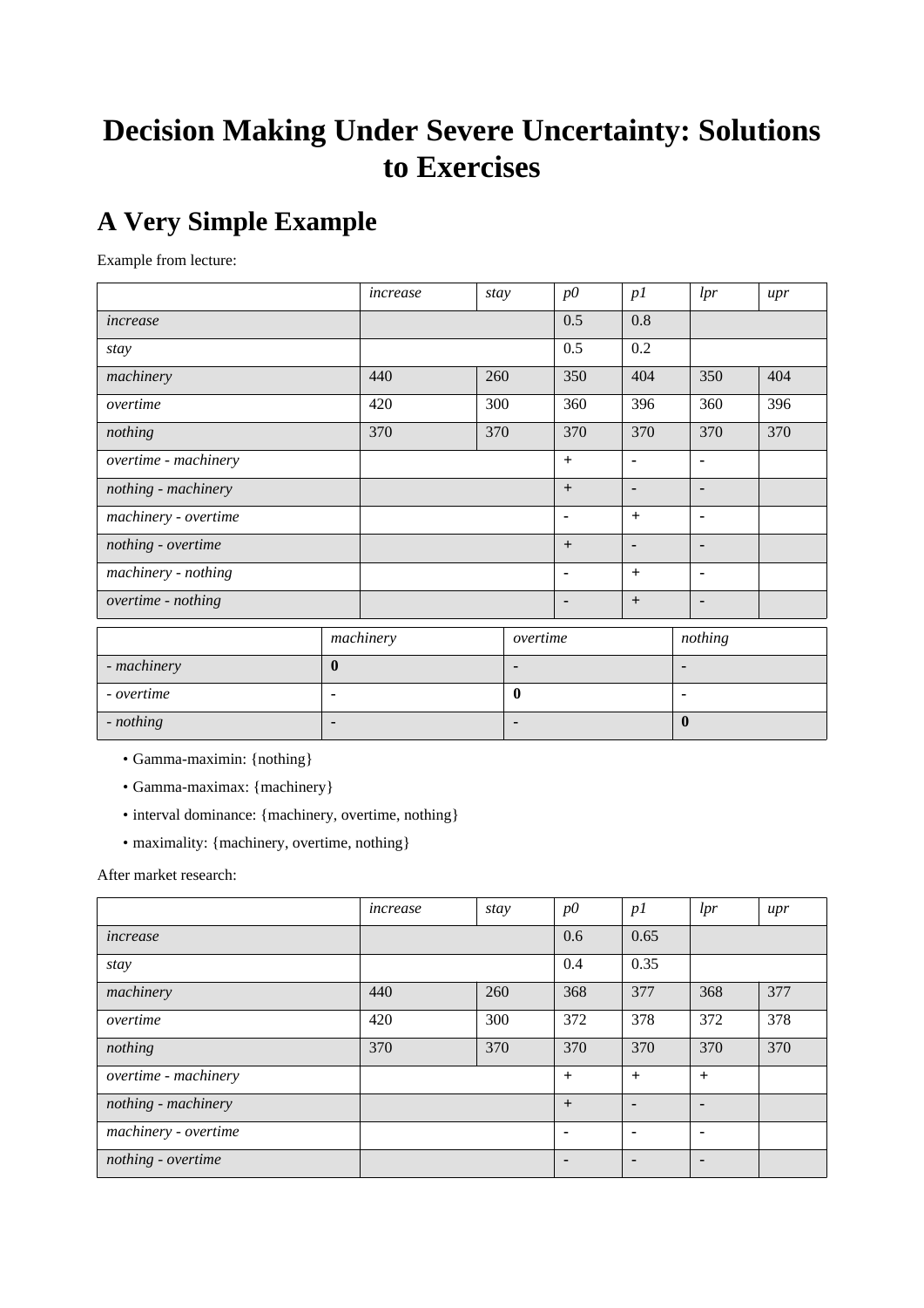# Decision Making Under Severe Uncertainty: Solutions to Exercises

## A Very Simple Example

Example from lecture:

| | *increase* | *stay* | *p0* | *p1* | *lpr* | *upr* |
|---|---|---|---|---|---|---|
| *increase* | | | 0.5 | 0.8 | | |
| *stay* | | | 0.5 | 0.2 | | |
| *machinery* | 440 | 260 | 350 | 404 | 350 | 404 |
| *overtime* | 420 | 300 | 360 | 396 | 360 | 396 |
| *nothing* | 370 | 370 | 370 | 370 | 370 | 370 |
| *overtime - machinery* | | | + | - | - | |
| *nothing - machinery* | | | + | - | - | |
| *machinery - overtime* | | | - | + | - | |
| *nothing - overtime* | | | + | - | - | |
| *machinery - nothing* | | | - | + | - | |
| *overtime - nothing* | | | - | + | - | |

| | *machinery* | *overtime* | *nothing* |
|---|---|---|---|
| *- machinery* | **0** | - | - |
| *- overtime* | - | **0** | - |
| *- nothing* | - | - | **0** |

- Gamma-maximin: {nothing}
- Gamma-maximax: {machinery}
- interval dominance: {machinery, overtime, nothing}
- maximality: {machinery, overtime, nothing}

After market research:

| | *increase* | *stay* | *p0* | *p1* | *lpr* | *upr* |
|---|---|---|---|---|---|---|
| *increase* | | | 0.6 | 0.65 | | |
| *stay* | | | 0.4 | 0.35 | | |
| *machinery* | 440 | 260 | 368 | 377 | 368 | 377 |
| *overtime* | 420 | 300 | 372 | 378 | 372 | 378 |
| *nothing* | 370 | 370 | 370 | 370 | 370 | 370 |
| *overtime - machinery* | | | + | + | + | |
| *nothing - machinery* | | | + | - | - | |
| *machinery - overtime* | | | - | - | - | |
| *nothing - overtime* | | | - | - | - | |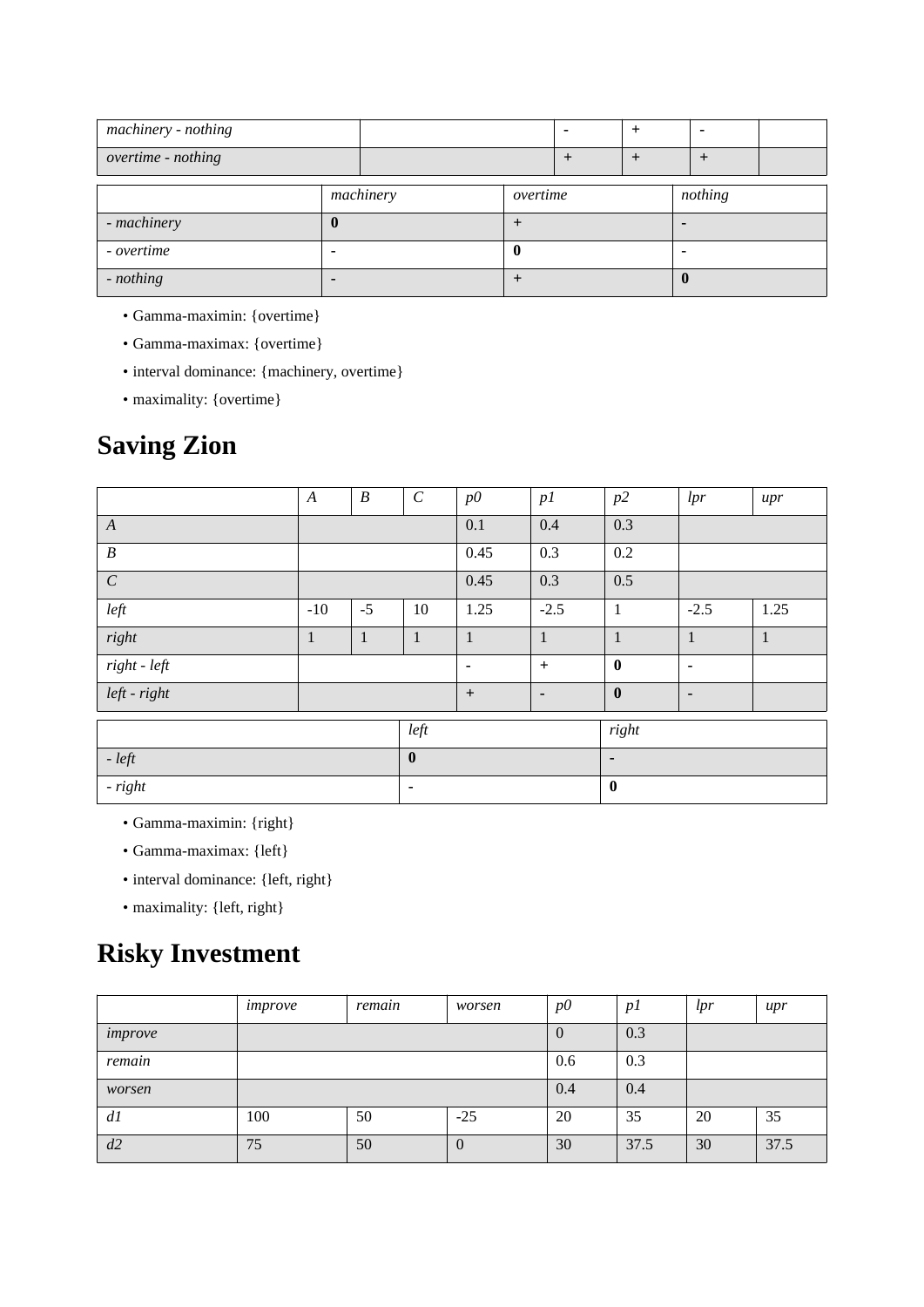| | | | | | |
|---|---|---|---|---|---|
| *machinery - nothing* | | - | + | - | |
| *overtime - nothing* | | + | + | + | |

| | *machinery* | *overtime* | *nothing* |
|---|---|---|---|
| *- machinery* | **0** | + | - |
| *- overtime* | - | **0** | - |
| *- nothing* | - | + | **0** |

- Gamma-maximin: {overtime}
- Gamma-maximax: {overtime}
- interval dominance: {machinery, overtime}
- maximality: {overtime}

# Saving Zion

| | *A* | *B* | *C* | *p0* | *p1* | *p2* | *lpr* | *upr* |
|---|---|---|---|---|---|---|---|---|
| *A* | | | | 0.1 | 0.4 | 0.3 | | |
| *B* | | | | 0.45 | 0.3 | 0.2 | | |
| *C* | | | | 0.45 | 0.3 | 0.5 | | |
| *left* | -10 | -5 | 10 | 1.25 | -2.5 | 1 | -2.5 | 1.25 |
| *right* | 1 | 1 | 1 | 1 | 1 | 1 | 1 | 1 |
| *right - left* | | | | - | + | **0** | - | |
| *left - right* | | | | + | - | **0** | - | |

| | *left* | *right* |
|---|---|---|
| *- left* | **0** | - |
| *- right* | - | **0** |

- Gamma-maximin: {right}
- Gamma-maximax: {left}
- interval dominance: {left, right}
- maximality: {left, right}

# Risky Investment

| | *improve* | *remain* | *worsen* | *p0* | *p1* | *lpr* | *upr* |
|---|---|---|---|---|---|---|---|
| *improve* | | | | 0 | 0.3 | | |
| *remain* | | | | 0.6 | 0.3 | | |
| *worsen* | | | | 0.4 | 0.4 | | |
| *d1* | 100 | 50 | -25 | 20 | 35 | 20 | 35 |
| *d2* | 75 | 50 | 0 | 30 | 37.5 | 30 | 37.5 |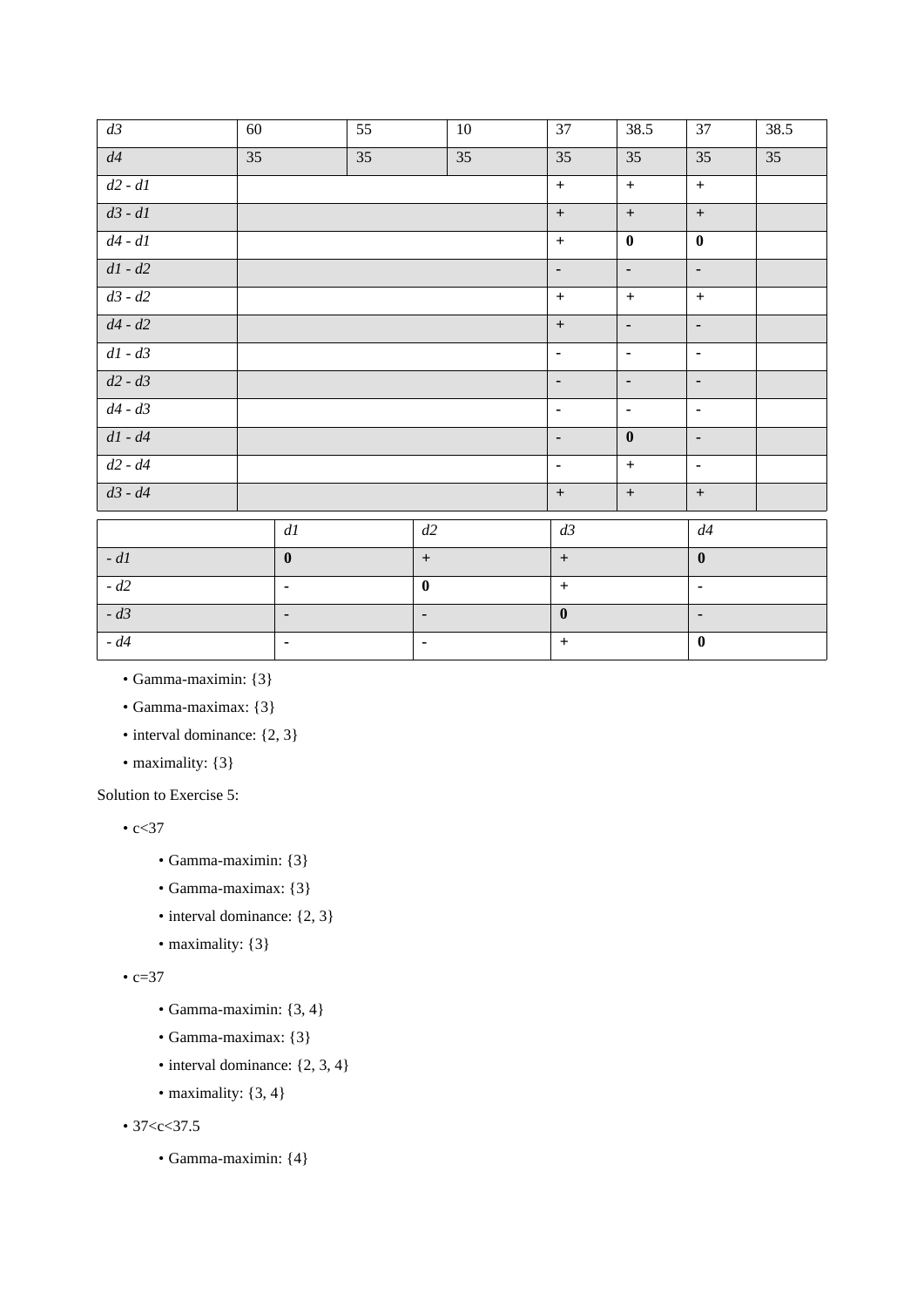| *d3* | 60 | 55 | 10 | 37 | 38.5 | 37 | 38.5 |
|---|---|---|---|---|---|---|---|
| *d4* | 35 | 35 | 35 | 35 | 35 | 35 | 35 |
| *d2 - d1* | | | | + | + | + | |
| *d3 - d1* | | | | + | + | + | |
| *d4 - d1* | | | | + | **0** | **0** | |
| *d1 - d2* | | | | - | - | - | |
| *d3 - d2* | | | | + | + | + | |
| *d4 - d2* | | | | + | - | - | |
| *d1 - d3* | | | | - | - | - | |
| *d2 - d3* | | | | - | - | - | |
| *d4 - d3* | | | | - | - | - | |
| *d1 - d4* | | | | - | **0** | - | |
| *d2 - d4* | | | | - | + | - | |
| *d3 - d4* | | | | + | + | + | |

| | *d1* | *d2* | *d3* | *d4* |
|---|---|---|---|---|
| *- d1* | **0** | + | + | **0** |
| *- d2* | - | **0** | + | - |
| *- d3* | - | - | **0** | - |
| *- d4* | - | - | + | **0** |

- Gamma-maximin: {3}
- Gamma-maximax: {3}
- interval dominance: {2, 3}
- maximality: {3}

Solution to Exercise 5:

- c<37
  - Gamma-maximin: {3}
  - Gamma-maximax: {3}
  - interval dominance: {2, 3}
  - maximality: {3}
- c=37
  - Gamma-maximin: {3, 4}
  - Gamma-maximax: {3}
  - interval dominance: {2, 3, 4}
  - maximality: {3, 4}
- 37<c<37.5
  - Gamma-maximin: {4}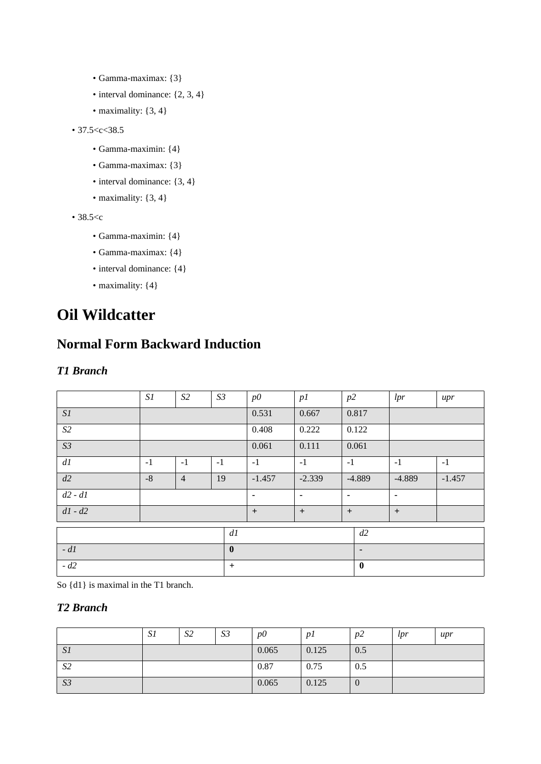- Gamma-maximax: {3}
    - interval dominance: {2, 3, 4}
    - maximality: {3, 4}
- 37.5<c<38.5
    - Gamma-maximin: {4}
    - Gamma-maximax: {3}
    - interval dominance: {3, 4}
    - maximality: {3, 4}
- 38.5<c
    - Gamma-maximin: {4}
    - Gamma-maximax: {4}
    - interval dominance: {4}
    - maximality: {4}

# Oil Wildcatter

## Normal Form Backward Induction

### *T1 Branch*

| | *S1* | *S2* | *S3* | *p0* | *p1* | *p2* | *lpr* | *upr* |
|---|---|---|---|---|---|---|---|---|
| *S1* | | | | 0.531 | 0.667 | 0.817 | | |
| *S2* | | | | 0.408 | 0.222 | 0.122 | | |
| *S3* | | | | 0.061 | 0.111 | 0.061 | | |
| *d1* | -1 | -1 | -1 | -1 | -1 | -1 | -1 | -1 |
| *d2* | -8 | 4 | 19 | -1.457 | -2.339 | -4.889 | -4.889 | -1.457 |
| *d2 - d1* | | | | - | - | - | - | |
| *d1 - d2* | | | | + | + | + | + | |

| | *d1* | *d2* |
|---|---|---|
| *- d1* | **0** | **-** |
| *- d2* | + | **0** |

So {d1} is maximal in the T1 branch.

### *T2 Branch*

| | *S1* | *S2* | *S3* | *p0* | *p1* | *p2* | *lpr* | *upr* |
|---|---|---|---|---|---|---|---|---|
| *S1* | | | | 0.065 | 0.125 | 0.5 | | |
| *S2* | | | | 0.87 | 0.75 | 0.5 | | |
| *S3* | | | | 0.065 | 0.125 | 0 | | |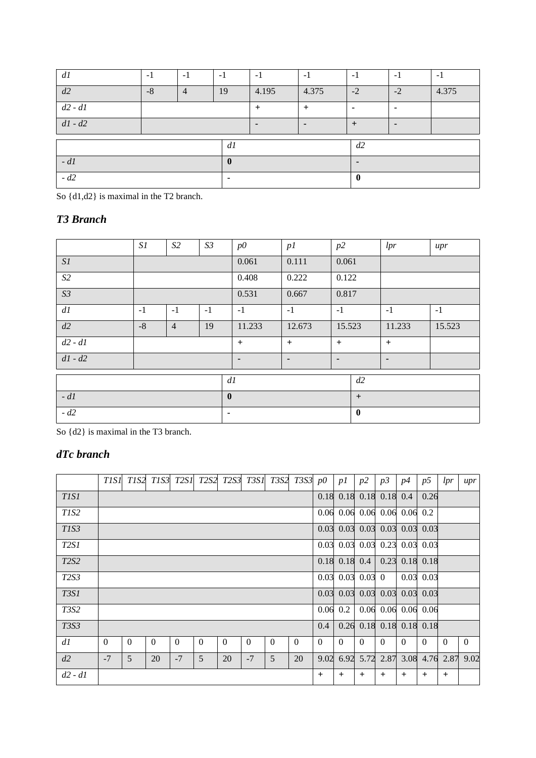| *d1* | -1 | -1 | -1 | -1 | -1 | -1 | -1 | -1 |
|---|---|---|---|---|---|---|---|---|
| *d2* | -8 | 4 | 19 | 4.195 | 4.375 | -2 | -2 | 4.375 |
| *d2 - d1* | | | | + | + | - | - | |
| *d1 - d2* | | | | - | - | + | - | |

| | *d1* | *d2* |
|---|---|---|
| *- d1* | **0** | - |
| *- d2* | - | **0** |

So {d1,d2} is maximal in the T2 branch.

### *T3 Branch*

| | *S1* | *S2* | *S3* | *p0* | *p1* | *p2* | *lpr* | *upr* |
|---|---|---|---|---|---|---|---|---|
| *S1* | | | | 0.061 | 0.111 | 0.061 | | |
| *S2* | | | | 0.408 | 0.222 | 0.122 | | |
| *S3* | | | | 0.531 | 0.667 | 0.817 | | |
| *d1* | -1 | -1 | -1 | -1 | -1 | -1 | -1 | -1 |
| *d2* | -8 | 4 | 19 | 11.233 | 12.673 | 15.523 | 11.233 | 15.523 |
| *d2 - d1* | | | | + | + | + | + | |
| *d1 - d2* | | | | - | - | - | - | |

| | *d1* | *d2* |
|---|---|---|
| *- d1* | **0** | + |
| *- d2* | - | **0** |

So {d2} is maximal in the T3 branch.

### *dTc branch*

| | *T1S1* | *T1S2* | *T1S3* | *T2S1* | *T2S2* | *T2S3* | *T3S1* | *T3S2* | *T3S3* | *p0* | *p1* | *p2* | *p3* | *p4* | *p5* | *lpr* | *upr* |
|---|---|---|---|---|---|---|---|---|---|---|---|---|---|---|---|---|---|
| *T1S1* | | | | | | | | | | 0.18 | 0.18 | 0.18 | 0.18 | 0.4 | 0.26 | | |
| *T1S2* | | | | | | | | | | 0.06 | 0.06 | 0.06 | 0.06 | 0.06 | 0.2 | | |
| *T1S3* | | | | | | | | | | 0.03 | 0.03 | 0.03 | 0.03 | 0.03 | 0.03 | | |
| *T2S1* | | | | | | | | | | 0.03 | 0.03 | 0.03 | 0.23 | 0.03 | 0.03 | | |
| *T2S2* | | | | | | | | | | 0.18 | 0.18 | 0.4 | 0.23 | 0.18 | 0.18 | | |
| *T2S3* | | | | | | | | | | 0.03 | 0.03 | 0.03 | 0 | 0.03 | 0.03 | | |
| *T3S1* | | | | | | | | | | 0.03 | 0.03 | 0.03 | 0.03 | 0.03 | 0.03 | | |
| *T3S2* | | | | | | | | | | 0.06 | 0.2 | 0.06 | 0.06 | 0.06 | 0.06 | | |
| *T3S3* | | | | | | | | | | 0.4 | 0.26 | 0.18 | 0.18 | 0.18 | 0.18 | | |
| *d1* | 0 | 0 | 0 | 0 | 0 | 0 | 0 | 0 | 0 | 0 | 0 | 0 | 0 | 0 | 0 | 0 | 0 |
| *d2* | -7 | 5 | 20 | -7 | 5 | 20 | -7 | 5 | 20 | 9.02 | 6.92 | 5.72 | 2.87 | 3.08 | 4.76 | 2.87 | 9.02 |
| *d2 - d1* | | | | | | | | | | + | + | + | + | + | + | + | |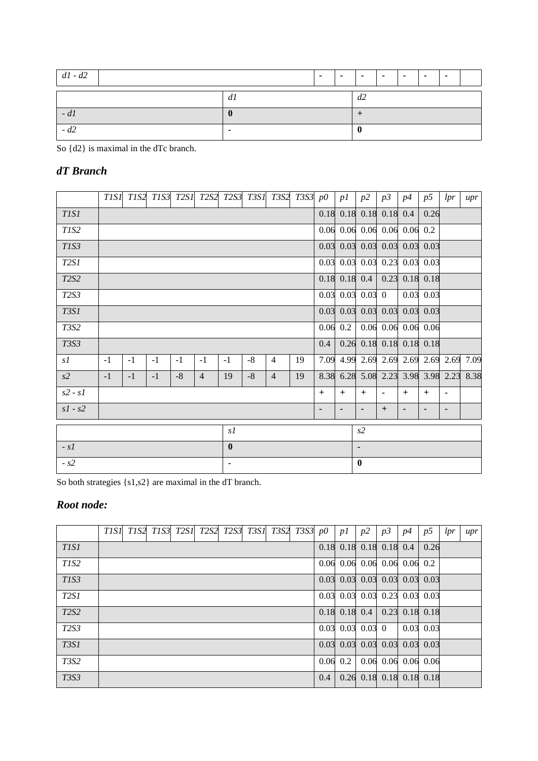| | | | | | | | | | | | | | | | | | |
|---|---|---|---|---|---|---|---|---|---|---|---|---|---|---|---|---|---|
| *d1 - d2* | | | | | | | | | | - | - | - | - | - | - | - | |

| | *d1* | *d2* |
|---|---|---|
| *- d1* | **0** | **+** |
| *- d2* | **-** | **0** |

So {d2} is maximal in the dTc branch.

## *dT Branch*

| | *T1S1* | *T1S2* | *T1S3* | *T2S1* | *T2S2* | *T2S3* | *T3S1* | *T3S2* | *T3S3* | *p0* | *p1* | *p2* | *p3* | *p4* | *p5* | *lpr* | *upr* |
|---|---|---|---|---|---|---|---|---|---|---|---|---|---|---|---|---|---|
| *T1S1* | | | | | | | | | | 0.18 | 0.18 | 0.18 | 0.18 | 0.4 | 0.26 | | |
| *T1S2* | | | | | | | | | | 0.06 | 0.06 | 0.06 | 0.06 | 0.06 | 0.2 | | |
| *T1S3* | | | | | | | | | | 0.03 | 0.03 | 0.03 | 0.03 | 0.03 | 0.03 | | |
| *T2S1* | | | | | | | | | | 0.03 | 0.03 | 0.03 | 0.23 | 0.03 | 0.03 | | |
| *T2S2* | | | | | | | | | | 0.18 | 0.18 | 0.4 | 0.23 | 0.18 | 0.18 | | |
| *T2S3* | | | | | | | | | | 0.03 | 0.03 | 0.03 | 0 | 0.03 | 0.03 | | |
| *T3S1* | | | | | | | | | | 0.03 | 0.03 | 0.03 | 0.03 | 0.03 | 0.03 | | |
| *T3S2* | | | | | | | | | | 0.06 | 0.2 | 0.06 | 0.06 | 0.06 | 0.06 | | |
| *T3S3* | | | | | | | | | | 0.4 | 0.26 | 0.18 | 0.18 | 0.18 | 0.18 | | |
| *s1* | -1 | -1 | -1 | -1 | -1 | -1 | -8 | 4 | 19 | 7.09 | 4.99 | 2.69 | 2.69 | 2.69 | 2.69 | 2.69 | 7.09 |
| *s2* | -1 | -1 | -1 | -8 | 4 | 19 | -8 | 4 | 19 | 8.38 | 6.28 | 5.08 | 2.23 | 3.98 | 3.98 | 2.23 | 8.38 |
| *s2 - s1* | | | | | | | | | | + | + | + | - | + | + | - | |
| *s1 - s2* | | | | | | | | | | - | - | - | + | - | - | - | |

| | *s1* | *s2* |
|---|---|---|
| *- s1* | **0** | **-** |
| *- s2* | **-** | **0** |

So both strategies {s1,s2} are maximal in the dT branch.

## *Root node:*

| | *T1S1* | *T1S2* | *T1S3* | *T2S1* | *T2S2* | *T2S3* | *T3S1* | *T3S2* | *T3S3* | *p0* | *p1* | *p2* | *p3* | *p4* | *p5* | *lpr* | *upr* |
|---|---|---|---|---|---|---|---|---|---|---|---|---|---|---|---|---|---|
| *T1S1* | | | | | | | | | | 0.18 | 0.18 | 0.18 | 0.18 | 0.4 | 0.26 | | |
| *T1S2* | | | | | | | | | | 0.06 | 0.06 | 0.06 | 0.06 | 0.06 | 0.2 | | |
| *T1S3* | | | | | | | | | | 0.03 | 0.03 | 0.03 | 0.03 | 0.03 | 0.03 | | |
| *T2S1* | | | | | | | | | | 0.03 | 0.03 | 0.03 | 0.23 | 0.03 | 0.03 | | |
| *T2S2* | | | | | | | | | | 0.18 | 0.18 | 0.4 | 0.23 | 0.18 | 0.18 | | |
| *T2S3* | | | | | | | | | | 0.03 | 0.03 | 0.03 | 0 | 0.03 | 0.03 | | |
| *T3S1* | | | | | | | | | | 0.03 | 0.03 | 0.03 | 0.03 | 0.03 | 0.03 | | |
| *T3S2* | | | | | | | | | | 0.06 | 0.2 | 0.06 | 0.06 | 0.06 | 0.06 | | |
| *T3S3* | | | | | | | | | | 0.4 | 0.26 | 0.18 | 0.18 | 0.18 | 0.18 | | |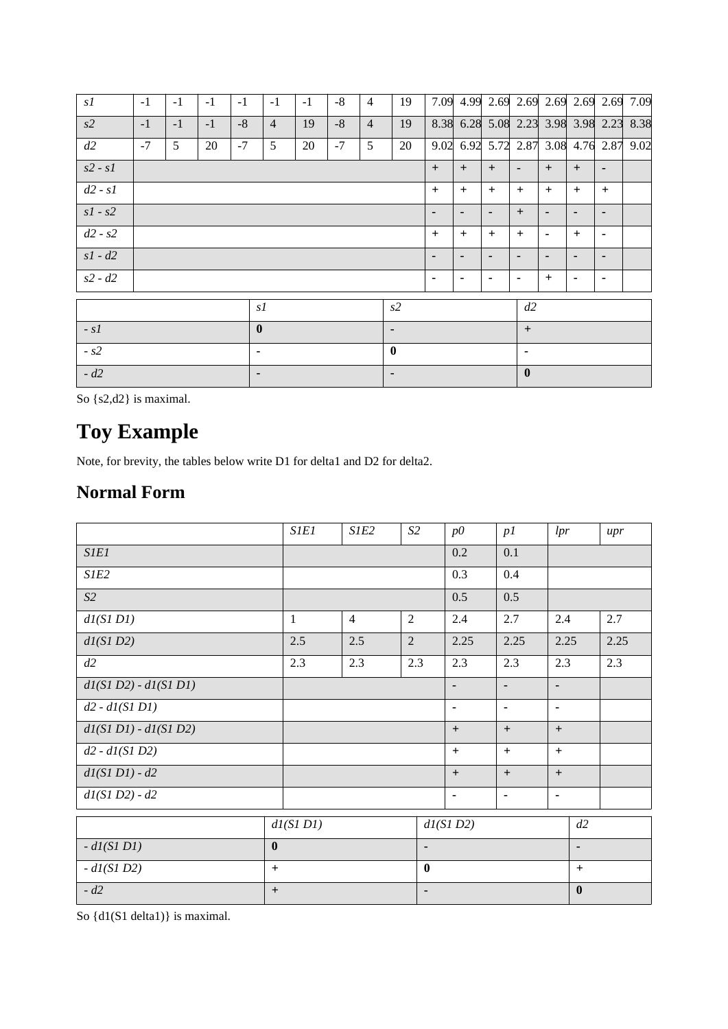| *s1* | -1 | -1 | -1 | -1 | -1 | -1 | -8 | 4 | 19 | 7.09 | 4.99 | 2.69 | 2.69 | 2.69 | 2.69 | 2.69 | 7.09 |
|---|---|---|---|---|---|---|---|---|---|---|---|---|---|---|---|---|---|
| *s2* | -1 | -1 | -1 | -8 | 4 | 19 | -8 | 4 | 19 | 8.38 | 6.28 | 5.08 | 2.23 | 3.98 | 3.98 | 2.23 | 8.38 |
| *d2* | -7 | 5 | 20 | -7 | 5 | 20 | -7 | 5 | 20 | 9.02 | 6.92 | 5.72 | 2.87 | 3.08 | 4.76 | 2.87 | 9.02 |
| *s2 - s1* | | | | | | | | | | + | + | + | - | + | + | - | |
| *d2 - s1* | | | | | | | | | | + | + | + | + | + | + | + | |
| *s1 - s2* | | | | | | | | | | - | - | - | + | - | - | - | |
| *d2 - s2* | | | | | | | | | | + | + | + | + | - | + | - | |
| *s1 - d2* | | | | | | | | | | - | - | - | - | - | - | - | |
| *s2 - d2* | | | | | | | | | | - | - | - | - | + | - | - | |

| | *s1* | *s2* | *d2* |
|---|---|---|---|
| *- s1* | **0** | - | + |
| *- s2* | - | **0** | - |
| *- d2* | - | - | **0** |

So {s2,d2} is maximal.

# Toy Example

Note, for brevity, the tables below write D1 for delta1 and D2 for delta2.

## Normal Form

| | *S1E1* | *S1E2* | *S2* | *p0* | *p1* | *lpr* | *upr* |
|---|---|---|---|---|---|---|---|
| *S1E1* | | | | 0.2 | 0.1 | | |
| *S1E2* | | | | 0.3 | 0.4 | | |
| *S2* | | | | 0.5 | 0.5 | | |
| *d1(S1 D1)* | 1 | 4 | 2 | 2.4 | 2.7 | 2.4 | 2.7 |
| *d1(S1 D2)* | 2.5 | 2.5 | 2 | 2.25 | 2.25 | 2.25 | 2.25 |
| *d2* | 2.3 | 2.3 | 2.3 | 2.3 | 2.3 | 2.3 | 2.3 |
| *d1(S1 D2) - d1(S1 D1)* | | | | - | - | - | |
| *d2 - d1(S1 D1)* | | | | - | - | - | |
| *d1(S1 D1) - d1(S1 D2)* | | | | + | + | + | |
| *d2 - d1(S1 D2)* | | | | + | + | + | |
| *d1(S1 D1) - d2* | | | | + | + | + | |
| *d1(S1 D2) - d2* | | | | - | - | - | |

| | *d1(S1 D1)* | *d1(S1 D2)* | *d2* |
|---|---|---|---|
| *- d1(S1 D1)* | **0** | - | - |
| *- d1(S1 D2)* | + | **0** | + |
| *- d2* | + | - | **0** |

So {d1(S1 delta1)} is maximal.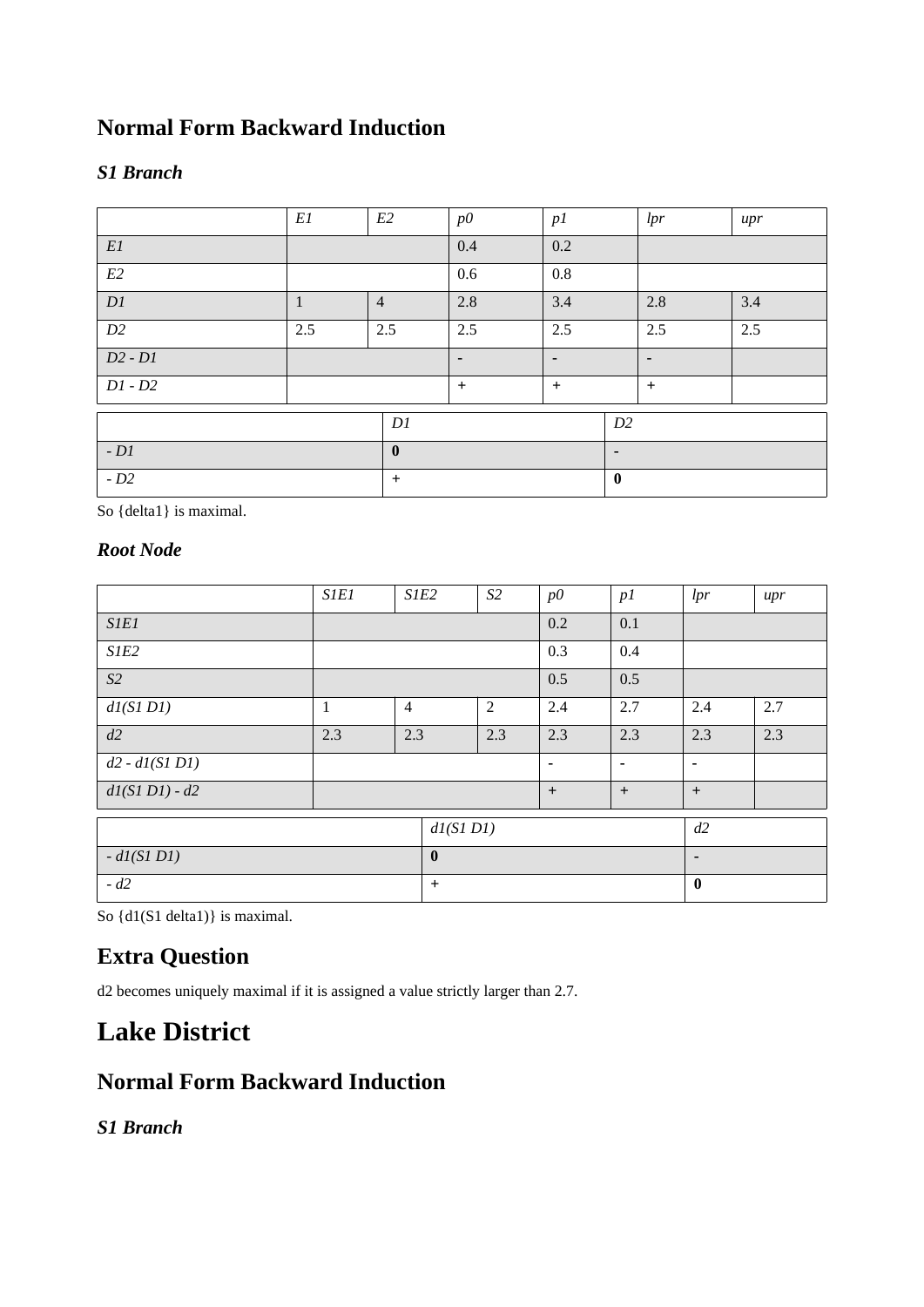## Normal Form Backward Induction

### *S1 Branch*

| | *E1* | *E2* | *p0* | *p1* | *lpr* | *upr* |
|---|---|---|---|---|---|---|
| *E1* | | | 0.4 | 0.2 | | |
| *E2* | | | 0.6 | 0.8 | | |
| *D1* | 1 | 4 | 2.8 | 3.4 | 2.8 | 3.4 |
| *D2* | 2.5 | 2.5 | 2.5 | 2.5 | 2.5 | 2.5 |
| *D2 - D1* | | | - | - | - | |
| *D1 - D2* | | | + | + | + | |

| | *D1* | *D2* |
|---|---|---|
| *- D1* | **0** | **-** |
| *- D2* | + | **0** |

So {delta1} is maximal.

### *Root Node*

| | *S1E1* | *S1E2* | *S2* | *p0* | *p1* | *lpr* | *upr* |
|---|---|---|---|---|---|---|---|
| *S1E1* | | | | 0.2 | 0.1 | | |
| *S1E2* | | | | 0.3 | 0.4 | | |
| *S2* | | | | 0.5 | 0.5 | | |
| *d1(S1 D1)* | 1 | 4 | 2 | 2.4 | 2.7 | 2.4 | 2.7 |
| *d2* | 2.3 | 2.3 | 2.3 | 2.3 | 2.3 | 2.3 | 2.3 |
| *d2 - d1(S1 D1)* | | | | - | - | - | |
| *d1(S1 D1) - d2* | | | | + | + | + | |

| | *d1(S1 D1)* | *d2* |
|---|---|---|
| *- d1(S1 D1)* | **0** | **-** |
| *- d2* | + | **0** |

So {d1(S1 delta1)} is maximal.

## Extra Question

d2 becomes uniquely maximal if it is assigned a value strictly larger than 2.7.

# Lake District

## Normal Form Backward Induction

### *S1 Branch*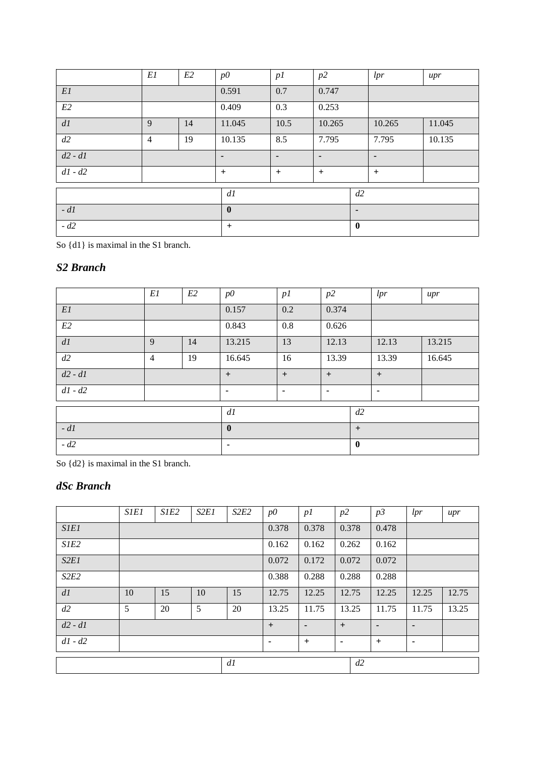| | *E1* | *E2* | *p0* | *p1* | *p2* | *lpr* | *upr* |
|---|---|---|---|---|---|---|---|
| *E1* | | | 0.591 | 0.7 | 0.747 | | |
| *E2* | | | 0.409 | 0.3 | 0.253 | | |
| *d1* | 9 | 14 | 11.045 | 10.5 | 10.265 | 10.265 | 11.045 |
| *d2* | 4 | 19 | 10.135 | 8.5 | 7.795 | 7.795 | 10.135 |
| *d2 - d1* | | | - | - | - | - | |
| *d1 - d2* | | | + | + | + | + | |

| | *d1* | *d2* |
|---|---|---|
| *- d1* | **0** | - |
| *- d2* | + | **0** |

So {d1} is maximal in the S1 branch.

### *S2 Branch*

| | *E1* | *E2* | *p0* | *p1* | *p2* | *lpr* | *upr* |
|---|---|---|---|---|---|---|---|
| *E1* | | | 0.157 | 0.2 | 0.374 | | |
| *E2* | | | 0.843 | 0.8 | 0.626 | | |
| *d1* | 9 | 14 | 13.215 | 13 | 12.13 | 12.13 | 13.215 |
| *d2* | 4 | 19 | 16.645 | 16 | 13.39 | 13.39 | 16.645 |
| *d2 - d1* | | | + | + | + | + | |
| *d1 - d2* | | | - | - | - | - | |

| | *d1* | *d2* |
|---|---|---|
| *- d1* | **0** | + |
| *- d2* | - | **0** |

So {d2} is maximal in the S1 branch.

### *dSc Branch*

| | *S1E1* | *S1E2* | *S2E1* | *S2E2* | *p0* | *p1* | *p2* | *p3* | *lpr* | *upr* |
|---|---|---|---|---|---|---|---|---|---|---|
| *S1E1* | | | | | 0.378 | 0.378 | 0.378 | 0.478 | | |
| *S1E2* | | | | | 0.162 | 0.162 | 0.262 | 0.162 | | |
| *S2E1* | | | | | 0.072 | 0.172 | 0.072 | 0.072 | | |
| *S2E2* | | | | | 0.388 | 0.288 | 0.288 | 0.288 | | |
| *d1* | 10 | 15 | 10 | 15 | 12.75 | 12.25 | 12.75 | 12.25 | 12.25 | 12.75 |
| *d2* | 5 | 20 | 5 | 20 | 13.25 | 11.75 | 13.25 | 11.75 | 11.75 | 13.25 |
| *d2 - d1* | | | | | + | - | + | - | - | |
| *d1 - d2* | | | | | - | + | - | + | - | |

| | *d1* | *d2* |
|---|---|---|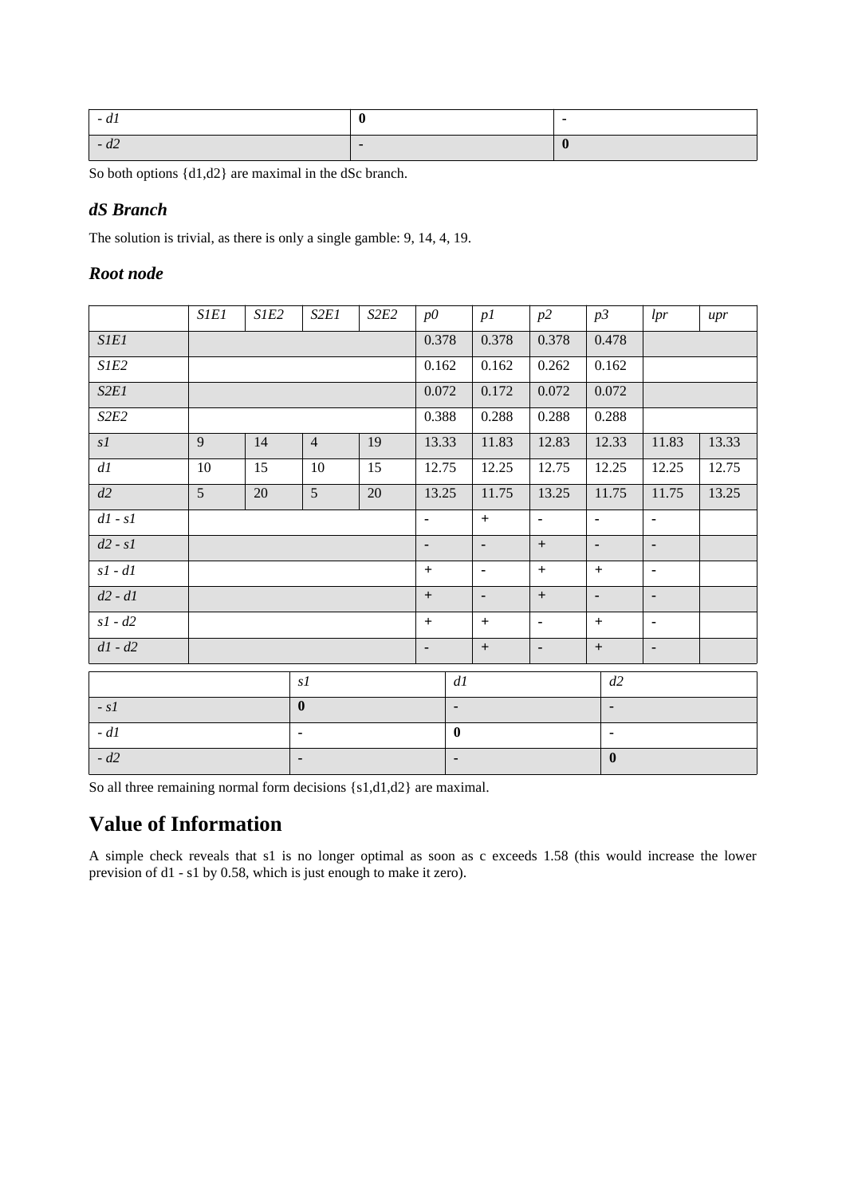| | | |
|---|---|---|
| *- d1* | **0** | - |
| *- d2* | - | **0** |

So both options {d1,d2} are maximal in the dSc branch.

### *dS Branch*

The solution is trivial, as there is only a single gamble: 9, 14, 4, 19.

### *Root node*

| | *S1E1* | *S1E2* | *S2E1* | *S2E2* | *p0* | *p1* | *p2* | *p3* | *lpr* | *upr* |
|---|---|---|---|---|---|---|---|---|---|---|
| *S1E1* | | | | | 0.378 | 0.378 | 0.378 | 0.478 | | |
| *S1E2* | | | | | 0.162 | 0.162 | 0.262 | 0.162 | | |
| *S2E1* | | | | | 0.072 | 0.172 | 0.072 | 0.072 | | |
| *S2E2* | | | | | 0.388 | 0.288 | 0.288 | 0.288 | | |
| *s1* | 9 | 14 | 4 | 19 | 13.33 | 11.83 | 12.83 | 12.33 | 11.83 | 13.33 |
| *d1* | 10 | 15 | 10 | 15 | 12.75 | 12.25 | 12.75 | 12.25 | 12.25 | 12.75 |
| *d2* | 5 | 20 | 5 | 20 | 13.25 | 11.75 | 13.25 | 11.75 | 11.75 | 13.25 |
| *d1 - s1* | | | | | - | + | - | - | - | |
| *d2 - s1* | | | | | - | - | + | - | - | |
| *s1 - d1* | | | | | + | - | + | + | - | |
| *d2 - d1* | | | | | + | - | + | - | - | |
| *s1 - d2* | | | | | + | + | - | + | - | |
| *d1 - d2* | | | | | - | + | - | + | - | |

| | *s1* | *d1* | *d2* |
|---|---|---|---|
| *- s1* | **0** | - | - |
| *- d1* | - | **0** | - |
| *- d2* | - | - | **0** |

So all three remaining normal form decisions {s1,d1,d2} are maximal.

## Value of Information

A simple check reveals that s1 is no longer optimal as soon as c exceeds 1.58 (this would increase the lower prevision of d1 - s1 by 0.58, which is just enough to make it zero).